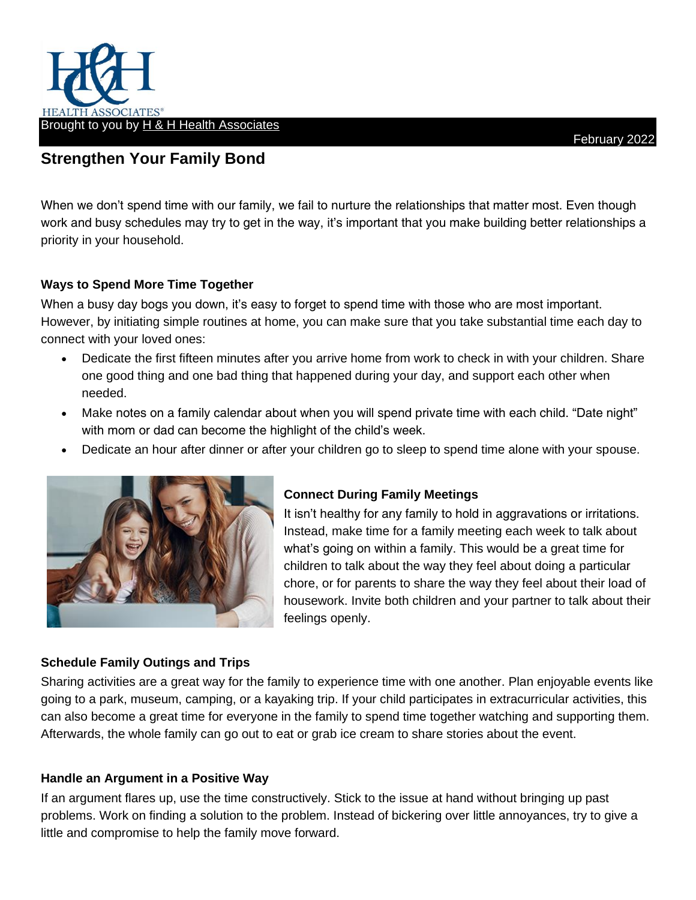HEALTH ASSOCIATES®

Brought to you by H & H Health Associates

February 2022

# Strengthen Your Family Bond

When we don't spend time with our family, we fail to nurture the relationships that matter most. Even though work and busy schedules may try to get in the way, it's important that you make building better relationships a priority in your household.

### Ways to Spend More Time Together

When a busy day bogs you down, it's easy to forget to spend time with those who are most important. However, by initiating simple routines at home, you can make sure that you take substantial time each day to connect with your loved ones:

- Dedicate the first fifteen minutes after you arrive home from work to check in with your children. Share one good thing and one bad thing that happened during your day, and support each other when needed.
- Make notes on a family calendar about when you will spend private time with each child. "Date night" with mom or dad can become the highlight of the child's week.
- Dedicate an hour after dinner or after your children go to sleep to spend time alone with your spouse.

### Connect During Family Meetings

It isn't healthy for any family to hold in aggravations or irritations. Instead, make time for a family meeting each week to talk about what's going on within a family. This would be a great time for children to talk about the way they feel about doing a particular chore, or for parents to share the way they feel about their load of housework. Invite both children and your partner to talk about their feelings openly.

### Schedule Family Outings and Trips

Sharing activities are a great way for the family to experience time with one another. Plan enjoyable events like going to a park, museum, camping, or a kayaking trip. If your child participates in extracurricular activities, this can also become a great time for everyone in the family to spend time together watching and supporting them. Afterwards, the whole family can go out to eat or grab ice cream to share stories about the event.

### Handle an Argument in a Positive Way

If an argument flares up, use the time constructively. Stick to the issue at hand without bringing up past problems. Work on finding a solution to the problem. Instead of bickering over little annoyances, try to give a little and compromise to help the family move forward.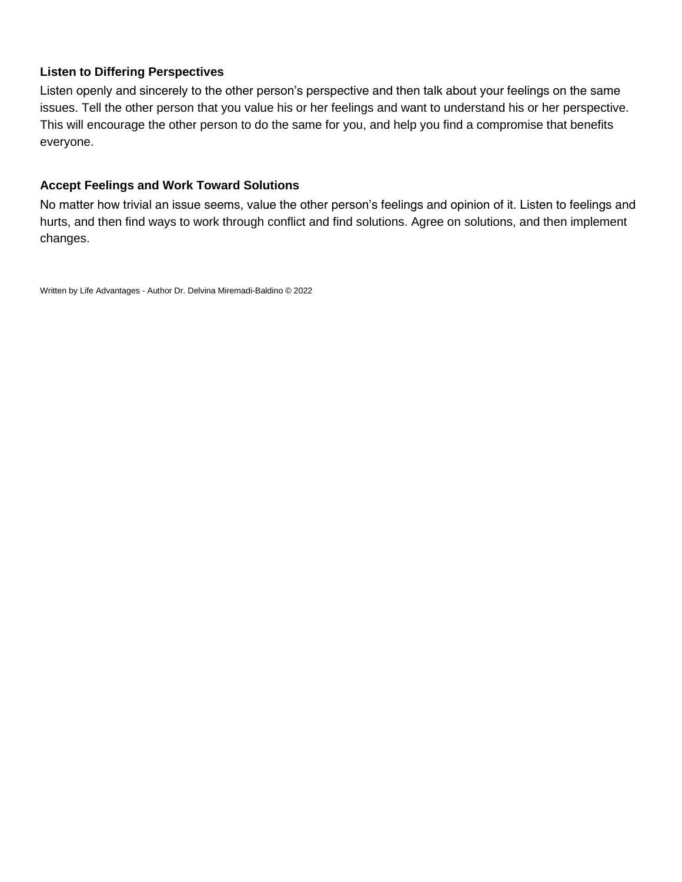### Listen to Differing Perspectives

Listen openly and sincerely to the other person's perspective and then talk about your feelings on the same issues. Tell the other person that you value his or her feelings and want to understand his or her perspective. This will encourage the other person to do the same for you, and help you find a compromise that benefits everyone.

### Accept Feelings and Work Toward Solutions

No matter how trivial an issue seems, value the other person's feelings and opinion of it. Listen to feelings and hurts, and then find ways to work through conflict and find solutions. Agree on solutions, and then implement changes.

Written by Life Advantages - Author Dr. Delvina Miremadi-Baldino © 2022